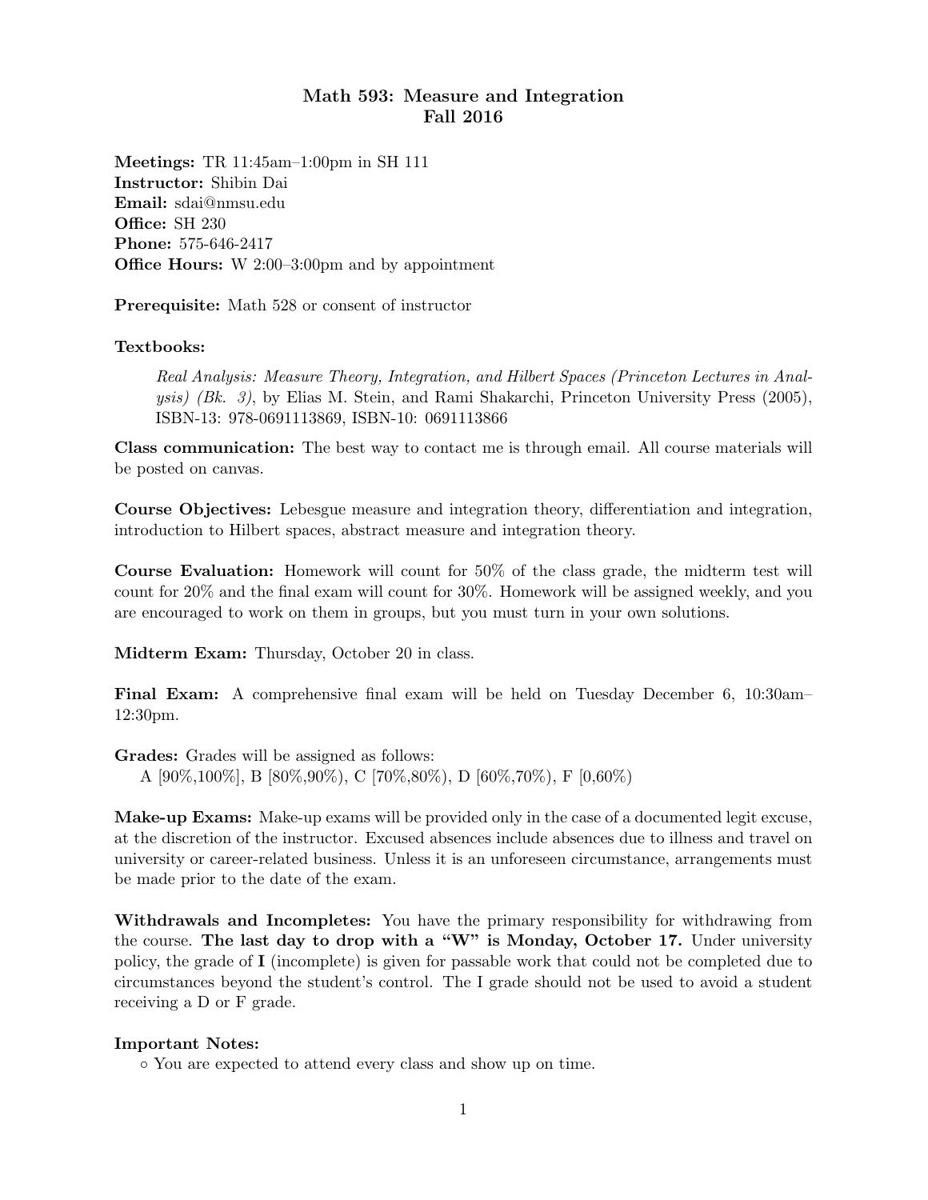# Math 593: Measure and Integration
## Fall 2016

**Meetings:** TR 11:45am–1:00pm in SH 111
**Instructor:** Shibin Dai
**Email:** sdai@nmsu.edu
**Office:** SH 230
**Phone:** 575-646-2417
**Office Hours:** W 2:00–3:00pm and by appointment

**Prerequisite:** Math 528 or consent of instructor

**Textbooks:**

*Real Analysis: Measure Theory, Integration, and Hilbert Spaces (Princeton Lectures in Analysis) (Bk. 3)*, by Elias M. Stein, and Rami Shakarchi, Princeton University Press (2005), ISBN-13: 978-0691113869, ISBN-10: 0691113866

**Class communication:** The best way to contact me is through email. All course materials will be posted on canvas.

**Course Objectives:** Lebesgue measure and integration theory, differentiation and integration, introduction to Hilbert spaces, abstract measure and integration theory.

**Course Evaluation:** Homework will count for 50% of the class grade, the midterm test will count for 20% and the final exam will count for 30%. Homework will be assigned weekly, and you are encouraged to work on them in groups, but you must turn in your own solutions.

**Midterm Exam:** Thursday, October 20 in class.

**Final Exam:** A comprehensive final exam will be held on Tuesday December 6, 10:30am–12:30pm.

**Grades:** Grades will be assigned as follows:
A [90%,100%], B [80%,90%), C [70%,80%), D [60%,70%), F [0,60%)

**Make-up Exams:** Make-up exams will be provided only in the case of a documented legit excuse, at the discretion of the instructor. Excused absences include absences due to illness and travel on university or career-related business. Unless it is an unforeseen circumstance, arrangements must be made prior to the date of the exam.

**Withdrawals and Incompletes:** You have the primary responsibility for withdrawing from the course. **The last day to drop with a "W" is Monday, October 17.** Under university policy, the grade of **I** (incomplete) is given for passable work that could not be completed due to circumstances beyond the student's control. The I grade should not be used to avoid a student receiving a D or F grade.

**Important Notes:**

- You are expected to attend every class and show up on time.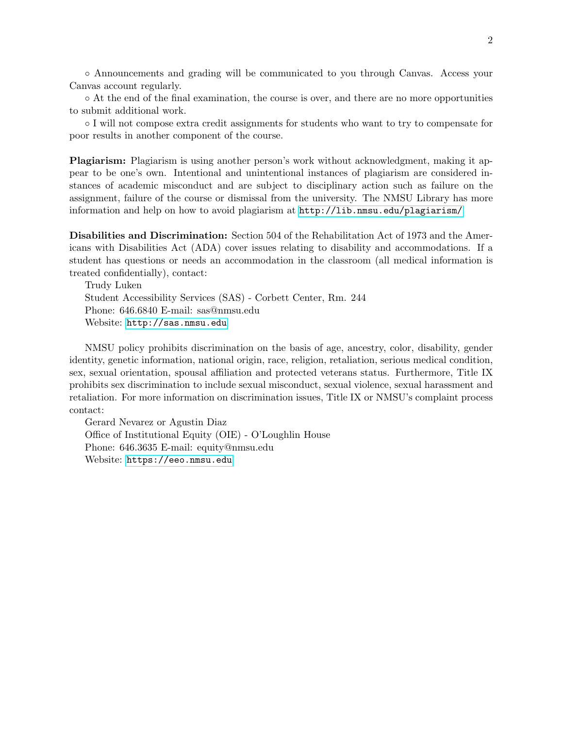◦ Announcements and grading will be communicated to you through Canvas. Access your Canvas account regularly.

◦ At the end of the final examination, the course is over, and there are no more opportunities to submit additional work.

◦ I will not compose extra credit assignments for students who want to try to compensate for poor results in another component of the course.

**Plagiarism:** Plagiarism is using another person's work without acknowledgment, making it appear to be one's own. Intentional and unintentional instances of plagiarism are considered instances of academic misconduct and are subject to disciplinary action such as failure on the assignment, failure of the course or dismissal from the university. The NMSU Library has more information and help on how to avoid plagiarism at `http://lib.nmsu.edu/plagiarism/`

**Disabilities and Discrimination:** Section 504 of the Rehabilitation Act of 1973 and the Americans with Disabilities Act (ADA) cover issues relating to disability and accommodations. If a student has questions or needs an accommodation in the classroom (all medical information is treated confidentially), contact:

Trudy Luken
Student Accessibility Services (SAS) - Corbett Center, Rm. 244
Phone: 646.6840 E-mail: sas@nmsu.edu
Website: `http://sas.nmsu.edu`

NMSU policy prohibits discrimination on the basis of age, ancestry, color, disability, gender identity, genetic information, national origin, race, religion, retaliation, serious medical condition, sex, sexual orientation, spousal affiliation and protected veterans status. Furthermore, Title IX prohibits sex discrimination to include sexual misconduct, sexual violence, sexual harassment and retaliation. For more information on discrimination issues, Title IX or NMSU's complaint process contact:

Gerard Nevarez or Agustin Diaz
Office of Institutional Equity (OIE) - O'Loughlin House
Phone: 646.3635 E-mail: equity@nmsu.edu
Website: `https://eeo.nmsu.edu`